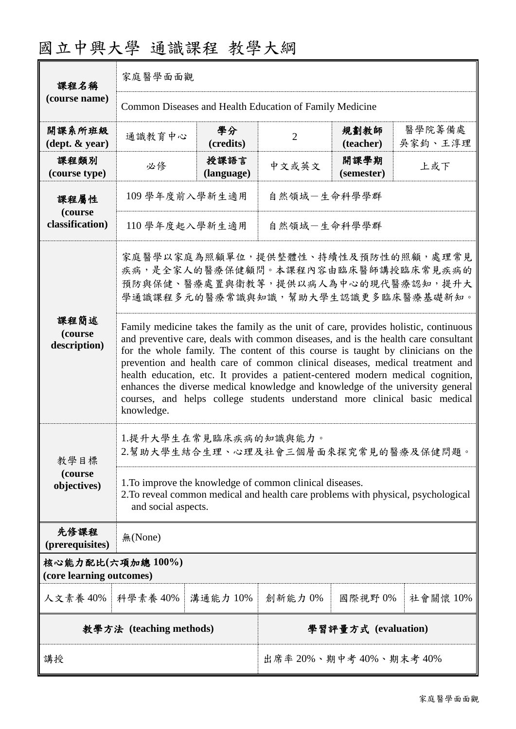# 國立中興大學 通識課程 教學大綱

| 課程名稱 (course name) | 家庭醫學面面觀 | | | | |
|---|---|---|---|---|---|
| | Common Diseases and Health Education of Family Medicine | | | | |
| 開課系所班級 (dept. & year) | 通識教育中心 | 學分 (credits) | 2 | 規劃教師 (teacher) | 醫學院籌備處 吳家鈞、王淳理 |
| 課程類別 (course type) | 必修 | 授課語言 (language) | 中文或英文 | 開課學期 (semester) | 上或下 |
| 課程屬性 (course classification) | 109 學年度前入學新生適用 | 自然領域－生命科學學群 | | | |
| | 110 學年度起入學新生適用 | 自然領域－生命科學學群 | | | |
| 課程簡述 (course description) | 家庭醫學以家庭為照顧單位，提供整體性、持續性及預防性的照顧，處理常見疾病，是全家人的醫療保健顧問。本課程內容由臨床醫師講授臨床常見疾病的預防與保健、醫療處置與衛教等，提供以病人為中心的現代醫療認知，提升大學通識課程多元的醫療常識與知識，幫助大學生認識更多臨床醫療基礎新知。 | | | | |
| | Family medicine takes the family as the unit of care, provides holistic, continuous and preventive care, deals with common diseases, and is the health care consultant for the whole family. The content of this course is taught by clinicians on the prevention and health care of common clinical diseases, medical treatment and health education, etc. It provides a patient-centered modern medical cognition, enhances the diverse medical knowledge and knowledge of the university general courses, and helps college students understand more clinical basic medical knowledge. | | | | |
| 教學目標 (course objectives) | 1.提升大學生在常見臨床疾病的知識與能力。<br>2.幫助大學生結合生理、心理及社會三個層面來探究常見的醫療及保健問題。 | | | | |
| | 1.To improve the knowledge of common clinical diseases.<br>2.To reveal common medical and health care problems with physical, psychological and social aspects. | | | | |
| 先修課程 (prerequisites) | 無(None) | | | | |

| 核心能力配比(六項加總 100%) (core learning outcomes) | | | | | |
|---|---|---|---|---|---|
| 人文素養 40% | 科學素養 40% | 溝通能力 10% | 創新能力 0% | 國際視野 0% | 社會關懷 10% |

| 教學方法 (teaching methods) | 學習評量方式 (evaluation) |
|---|---|
| 講授 | 出席率 20%、期中考 40%、期末考 40% |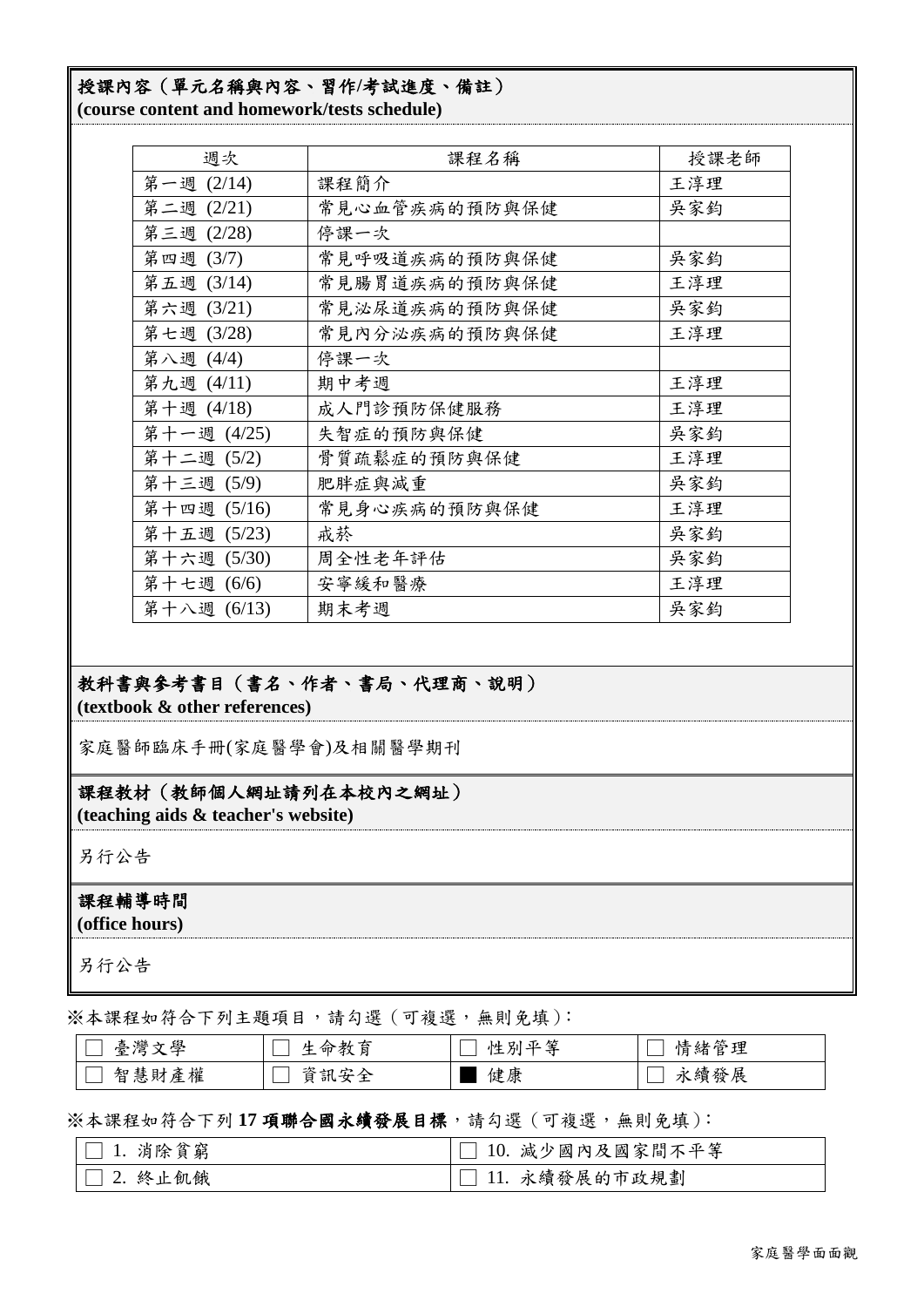**授課內容（單元名稱與內容、習作/考試進度、備註）**
**(course content and homework/tests schedule)**

| 週次 | 課程名稱 | 授課老師 |
|---|---|---|
| 第一週 (2/14) | 課程簡介 | 王淳理 |
| 第二週 (2/21) | 常見心血管疾病的預防與保健 | 吳家鈞 |
| 第三週 (2/28) | 停課一次 | |
| 第四週 (3/7) | 常見呼吸道疾病的預防與保健 | 吳家鈞 |
| 第五週 (3/14) | 常見腸胃道疾病的預防與保健 | 王淳理 |
| 第六週 (3/21) | 常見泌尿道疾病的預防與保健 | 吳家鈞 |
| 第七週 (3/28) | 常見內分泌疾病的預防與保健 | 王淳理 |
| 第八週 (4/4) | 停課一次 | |
| 第九週 (4/11) | 期中考週 | 王淳理 |
| 第十週 (4/18) | 成人門診預防保健服務 | 王淳理 |
| 第十一週 (4/25) | 失智症的預防與保健 | 吳家鈞 |
| 第十二週 (5/2) | 骨質疏鬆症的預防與保健 | 王淳理 |
| 第十三週 (5/9) | 肥胖症與減重 | 吳家鈞 |
| 第十四週 (5/16) | 常見身心疾病的預防與保健 | 王淳理 |
| 第十五週 (5/23) | 戒菸 | 吳家鈞 |
| 第十六週 (5/30) | 周全性老年評估 | 吳家鈞 |
| 第十七週 (6/6) | 安寧緩和醫療 | 王淳理 |
| 第十八週 (6/13) | 期末考週 | 吳家鈞 |

**教科書與參考書目（書名、作者、書局、代理商、說明）**
**(textbook & other references)**

家庭醫師臨床手冊(家庭醫學會)及相關醫學期刊

**課程教材（教師個人網址請列在本校內之網址）**
**(teaching aids & teacher's website)**

另行公告

**課程輔導時間**
**(office hours)**

另行公告

※本課程如符合下列主題項目，請勾選（可複選，無則免填）：

| | | | |
|---|---|---|---|
| ☐ 臺灣文學 | ☐ 生命教育 | ☐ 性別平等 | ☐ 情緒管理 |
| ☐ 智慧財產權 | ☐ 資訊安全 | ■ 健康 | ☐ 永續發展 |

※本課程如符合下列 **17 項聯合國永續發展目標**，請勾選（可複選，無則免填）：

| | |
|---|---|
| ☐ 1. 消除貧窮 | ☐ 10. 減少國內及國家間不平等 |
| ☐ 2. 終止飢餓 | ☐ 11. 永續發展的市政規劃 |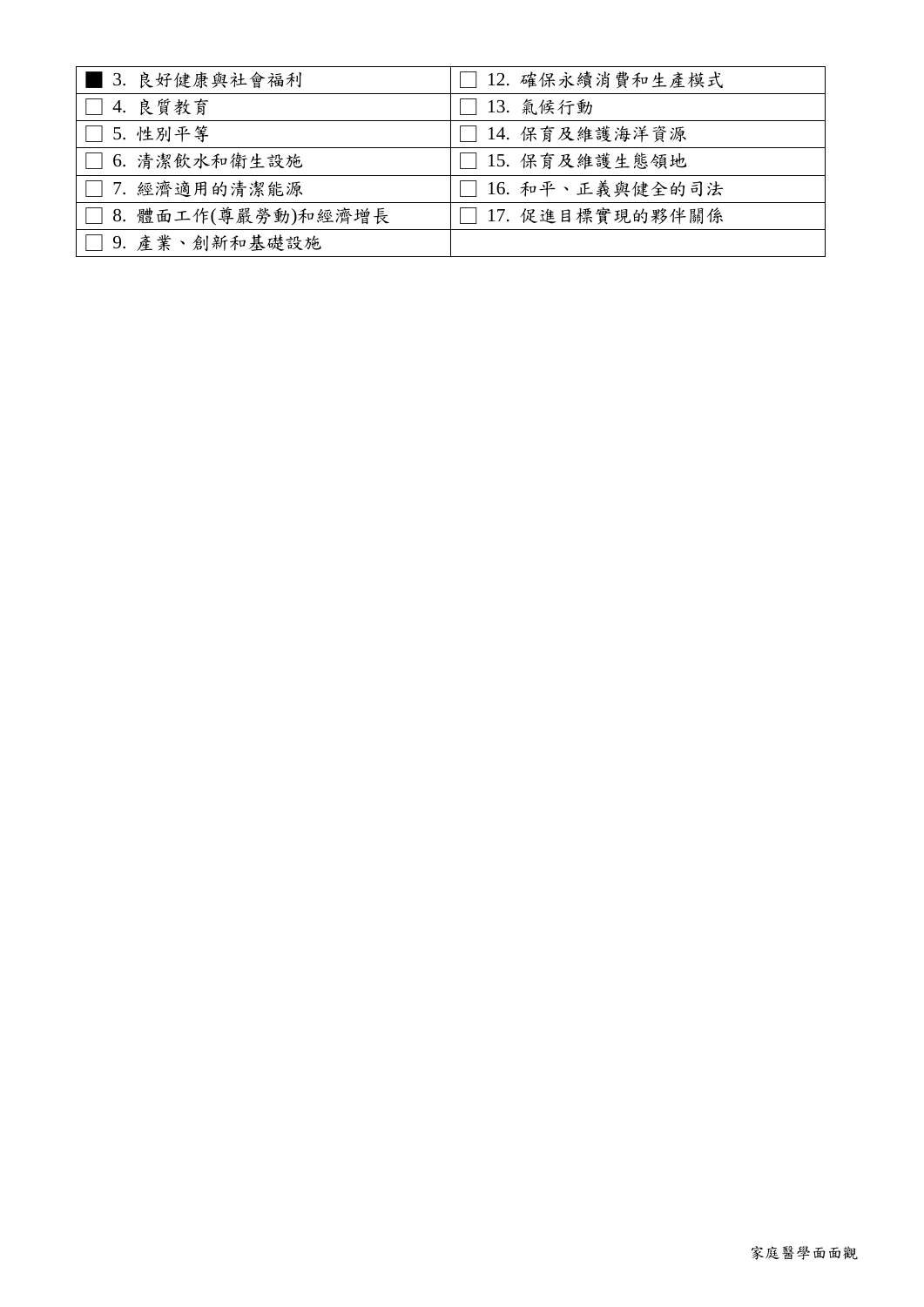| | |
|---|---|
| ■ 3. 良好健康與社會福利 | □ 12. 確保永續消費和生產模式 |
| □ 4. 良質教育 | □ 13. 氣候行動 |
| □ 5. 性別平等 | □ 14. 保育及維護海洋資源 |
| □ 6. 清潔飲水和衛生設施 | □ 15. 保育及維護生態領地 |
| □ 7. 經濟適用的清潔能源 | □ 16. 和平、正義與健全的司法 |
| □ 8. 體面工作(尊嚴勞動)和經濟增長 | □ 17. 促進目標實現的夥伴關係 |
| □ 9. 產業、創新和基礎設施 | |